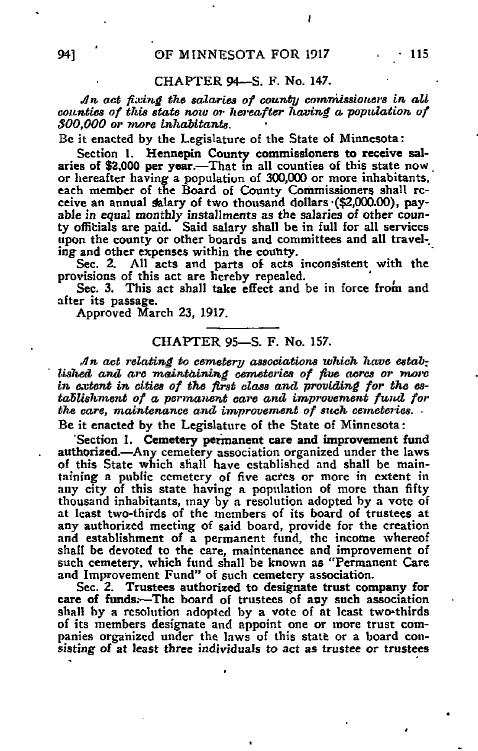## CHAPTER 94—S. F. No. 147.

*An act fixing the salaries of county commissioners in all counties of this state now or hereafter having a population of 300,000 or more inhabitants.*

Be it enacted by the Legislature of the State of Minnesota:

Section 1. **Hennepin County commissioners to receive salaries of $2,000 per year.**—That in all counties of this state now or hereafter having a population of 300,000 or more inhabitants, each member of the Board of County Commissioners shall receive an annual salary of two thousand dollars ($2,000.00), payable in equal monthly installments as the salaries of other county officials are paid. Said salary shall be in full for all services upon the county or other boards and committees and all traveling and other expenses within the county.

Sec. 2. All acts and parts of acts inconsistent with the provisions of this act are hereby repealed.

Sec. 3. This act shall take effect and be in force from and after its passage.

Approved March 23, 1917.

## CHAPTER 95—S. F. No. 157.

*An act relating to cemetery associations which have established and are maintaining cemeteries of five acres or more in extent in cities of the first class and providing for the establishment of a permanent care and improvement fund for the care, maintenance and improvement of such cemeteries.*

Be it enacted by the Legislature of the State of Minnesota:

Section 1. **Cemetery permanent care and improvement fund authorized.**—Any cemetery association organized under the laws of this State which shall have established and shall be maintaining a public cemetery of five acres or more in extent in any city of this state having a population of more than fifty thousand inhabitants, may by a resolution adopted by a vote of at least two-thirds of the members of its board of trustees at any authorized meeting of said board, provide for the creation and establishment of a permanent fund, the income whereof shall be devoted to the care, maintenance and improvement of such cemetery, which fund shall be known as "Permanent Care and Improvement Fund" of such cemetery association.

Sec. 2. **Trustees authorized to designate trust company for care of funds.**—The board of trustees of any such association shall by a resolution adopted by a vote of at least two-thirds of its members designate and appoint one or more trust companies organized under the laws of this state or a board consisting of at least three individuals to act as trustee or trustees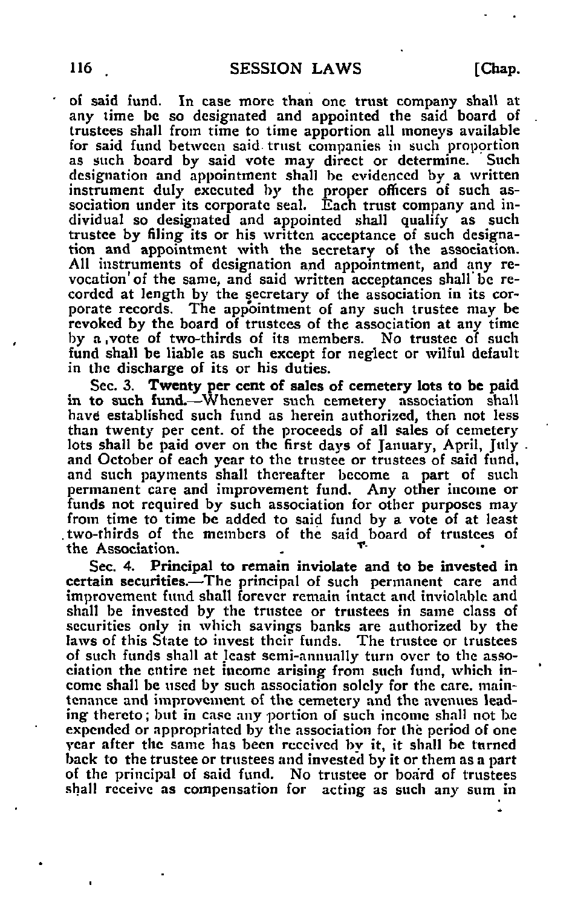of said fund. In case more than one trust company shall at any time be so designated and appointed the said board of trustees shall from time to time apportion all moneys available for said fund between said trust companies in such proportion as such board by said vote may direct or determine. Such designation and appointment shall be evidenced by a written instrument duly executed by the proper officers of such association under its corporate seal. Each trust company and individual so designated and appointed shall qualify as such trustee by filing its or his written acceptance of such designation and appointment with the secretary of the association. All instruments of designation and appointment, and any revocation of the same, and said written acceptances shall be recorded at length by the secretary of the association in its corporate records. The appointment of any such trustee may be revoked by the board of trustees of the association at any time by a vote of two-thirds of its members. No trustee of such fund shall be liable as such except for neglect or wilful default in the discharge of its or his duties.

Sec. 3. **Twenty per cent of sales of cemetery lots to be paid in to such fund.**—Whenever such cemetery association shall have established such fund as herein authorized, then not less than twenty per cent. of the proceeds of all sales of cemetery lots shall be paid over on the first days of January, April, July and October of each year to the trustee or trustees of said fund, and such payments shall thereafter become a part of such permanent care and improvement fund. Any other income or funds not required by such association for other purposes may from time to time be added to said fund by a vote of at least two-thirds of the members of the said board of trustees of the Association.

Sec. 4. **Principal to remain inviolate and to be invested in certain securities.**—The principal of such permanent care and improvement fund shall forever remain intact and inviolable and shall be invested by the trustee or trustees in same class of securities only in which savings banks are authorized by the laws of this State to invest their funds. The trustee or trustees of such funds shall at least semi-annually turn over to the association the entire net income arising from such fund, which income shall be used by such association solely for the care, maintenance and improvement of the cemetery and the avenues leading thereto; but in case any portion of such income shall not be expended or appropriated by the association for the period of one year after the same has been received by it, it shall be turned back to the trustee or trustees and invested by it or them as a part of the principal of said fund. No trustee or board of trustees shall receive as compensation for acting as such any sum in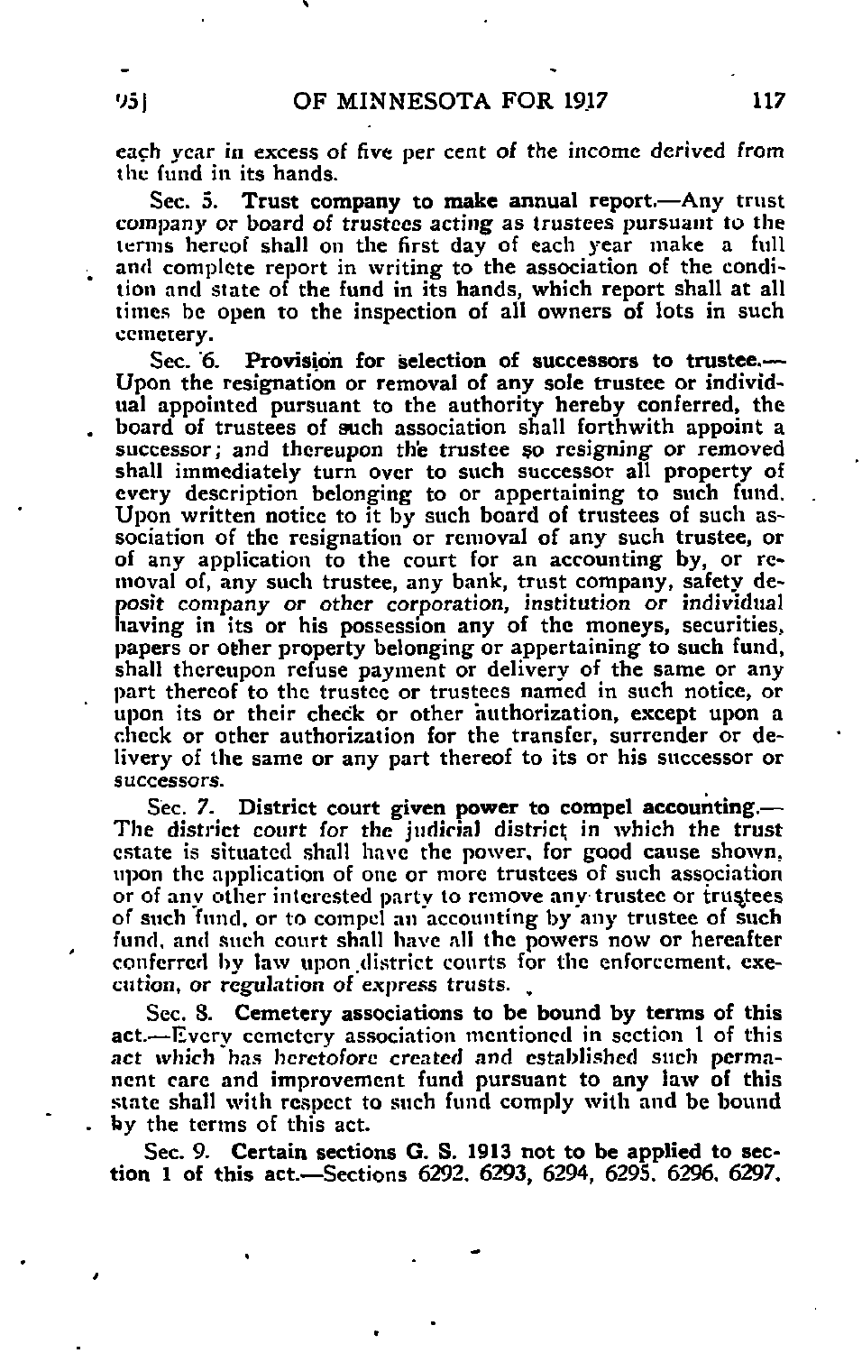each year in excess of five per cent of the income derived from the fund in its hands.

Sec. 5. **Trust company to make annual report.**—Any trust company or board of trustees acting as trustees pursuant to the terms hereof shall on the first day of each year make a full and complete report in writing to the association of the condition and state of the fund in its hands, which report shall at all times be open to the inspection of all owners of lots in such cemetery.

Sec. 6. **Provision for selection of successors to trustee.**—Upon the resignation or removal of any sole trustee or individual appointed pursuant to the authority hereby conferred, the board of trustees of such association shall forthwith appoint a successor; and thereupon the trustee so resigning or removed shall immediately turn over to such successor all property of every description belonging to or appertaining to such fund. Upon written notice to it by such board of trustees of such association of the resignation or removal of any such trustee, or of any application to the court for an accounting by, or removal of, any such trustee, any bank, trust company, safety deposit company or other corporation, institution or individual having in its or his possession any of the moneys, securities, papers or other property belonging or appertaining to such fund, shall thereupon refuse payment or delivery of the same or any part thereof to the trustee or trustees named in such notice, or upon its or their check or other authorization, except upon a check or other authorization for the transfer, surrender or delivery of the same or any part thereof to its or his successor or successors.

Sec. 7. **District court given power to compel accounting.**—The district court for the judicial district in which the trust estate is situated shall have the power, for good cause shown, upon the application of one or more trustees of such association or of any other interested party to remove any trustee or trustees of such fund, or to compel an accounting by any trustee of such fund, and such court shall have all the powers now or hereafter conferred by law upon district courts for the enforcement, execution, or regulation of express trusts.

Sec. 8. **Cemetery associations to be bound by terms of this act.**—Every cemetery association mentioned in section 1 of this act which has heretofore created and established such permanent care and improvement fund pursuant to any law of this state shall with respect to such fund comply with and be bound by the terms of this act.

Sec. 9. **Certain sections G. S. 1913 not to be applied to section 1 of this act.**—Sections 6292, 6293, 6294, 6295, 6296, 6297,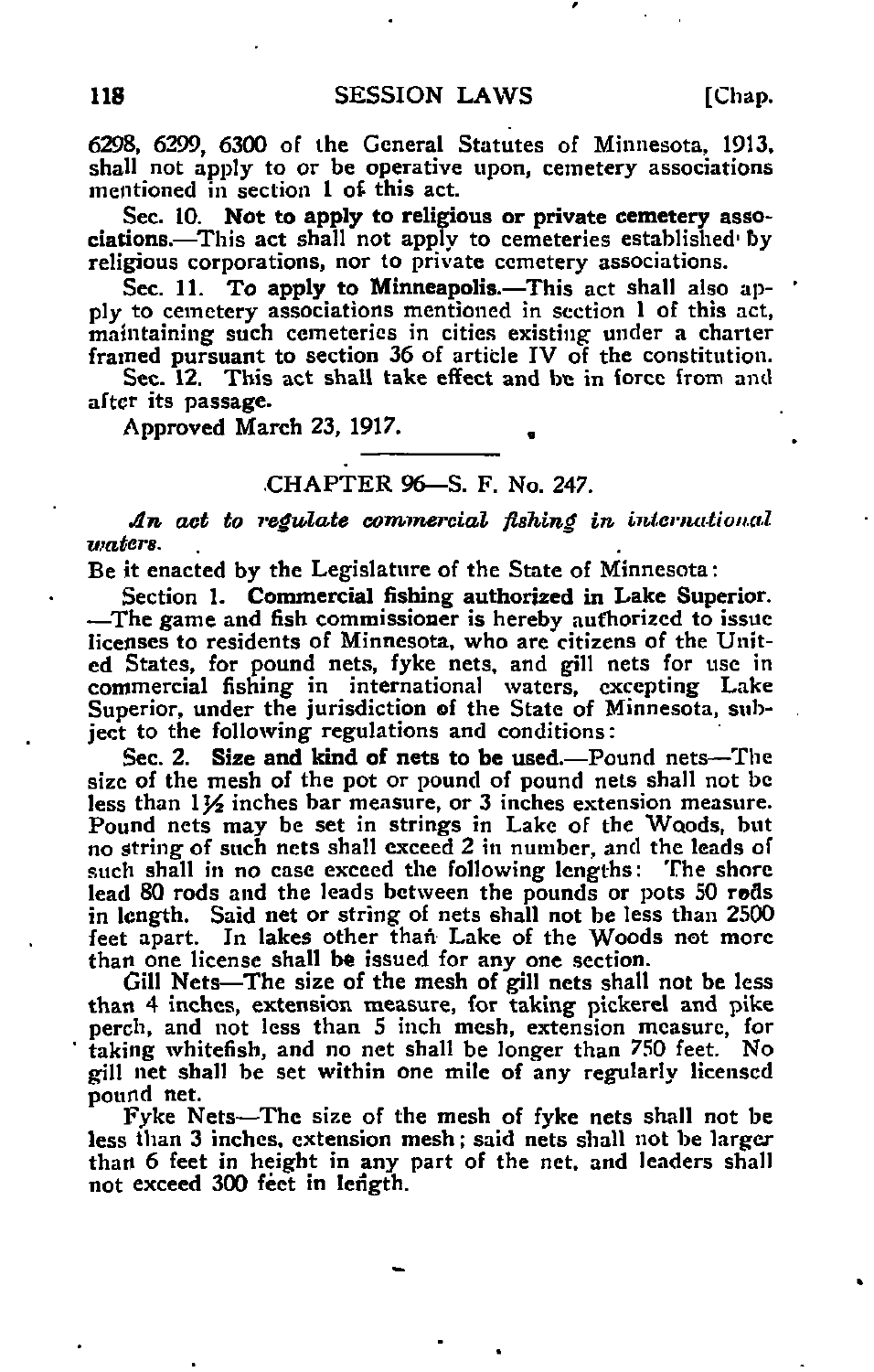6298, 6299, 6300 of the General Statutes of Minnesota, 1913, shall not apply to or be operative upon, cemetery associations mentioned in section 1 of this act.

Sec. 10. **Not to apply to religious or private cemetery associations.**—This act shall not apply to cemeteries established by religious corporations, nor to private cemetery associations.

Sec. 11. **To apply to Minneapolis.**—This act shall also apply to cemetery associations mentioned in section 1 of this act, maintaining such cemeteries in cities existing under a charter framed pursuant to section 36 of article IV of the constitution.

Sec. 12. This act shall take effect and be in force from and after its passage.

Approved March 23, 1917.

---

## CHAPTER 96—S. F. No. 247.

*An act to regulate commercial fishing in international waters.*

Be it enacted by the Legislature of the State of Minnesota:

Section 1. **Commercial fishing authorized in Lake Superior.**—The game and fish commissioner is hereby authorized to issue licenses to residents of Minnesota, who are citizens of the United States, for pound nets, fyke nets, and gill nets for use in commercial fishing in international waters, excepting Lake Superior, under the jurisdiction of the State of Minnesota, subject to the following regulations and conditions:

Sec. 2. **Size and kind of nets to be used.**—Pound nets—The size of the mesh of the pot or pound of pound nets shall not be less than 1½ inches bar measure, or 3 inches extension measure. Pound nets may be set in strings in Lake of the Woods, but no string of such nets shall exceed 2 in number, and the leads of such shall in no case exceed the following lengths: The shore lead 80 rods and the leads between the pounds or pots 50 rods in length. Said net or string of nets shall not be less than 2500 feet apart. In lakes other than Lake of the Woods not more than one license shall be issued for any one section.

Gill Nets—The size of the mesh of gill nets shall not be less than 4 inches, extension measure, for taking pickerel and pike perch, and not less than 5 inch mesh, extension measure, for taking whitefish, and no net shall be longer than 750 feet. No gill net shall be set within one mile of any regularly licensed pound net.

Fyke Nets—The size of the mesh of fyke nets shall not be less than 3 inches, extension mesh; said nets shall not be larger than 6 feet in height in any part of the net, and leaders shall not exceed 300 feet in length.